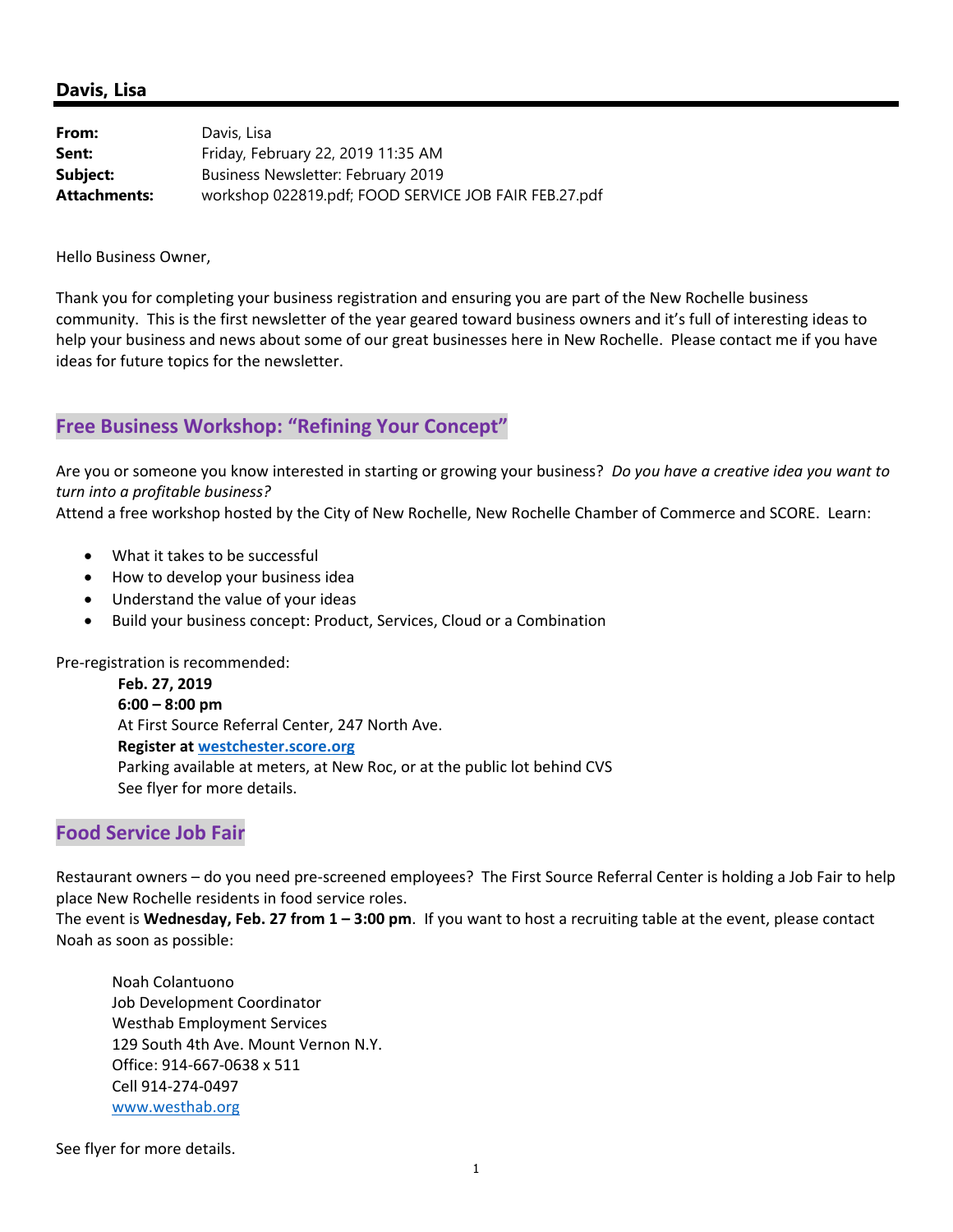# Davis, Lisa

| | |
|---|---|
| **From:** | Davis, Lisa |
| **Sent:** | Friday, February 22, 2019 11:35 AM |
| **Subject:** | Business Newsletter: February 2019 |
| **Attachments:** | workshop 022819.pdf; FOOD SERVICE JOB FAIR FEB.27.pdf |

Hello Business Owner,

Thank you for completing your business registration and ensuring you are part of the New Rochelle business community. This is the first newsletter of the year geared toward business owners and it's full of interesting ideas to help your business and news about some of our great businesses here in New Rochelle. Please contact me if you have ideas for future topics for the newsletter.

## Free Business Workshop: "Refining Your Concept"

Are you or someone you know interested in starting or growing your business? *Do you have a creative idea you want to turn into a profitable business?*
Attend a free workshop hosted by the City of New Rochelle, New Rochelle Chamber of Commerce and SCORE. Learn:

- What it takes to be successful
- How to develop your business idea
- Understand the value of your ideas
- Build your business concept: Product, Services, Cloud or a Combination

Pre-registration is recommended:

**Feb. 27, 2019**
**6:00 – 8:00 pm**
At First Source Referral Center, 247 North Ave.
**Register at [westchester.score.org](westchester.score.org)**
Parking available at meters, at New Roc, or at the public lot behind CVS
See flyer for more details.

## Food Service Job Fair

Restaurant owners – do you need pre-screened employees? The First Source Referral Center is holding a Job Fair to help place New Rochelle residents in food service roles.
The event is **Wednesday, Feb. 27 from 1 – 3:00 pm**. If you want to host a recruiting table at the event, please contact Noah as soon as possible:

Noah Colantuono
Job Development Coordinator
Westhab Employment Services
129 South 4th Ave. Mount Vernon N.Y.
Office: 914-667-0638 x 511
Cell 914-274-0497
[www.westhab.org](www.westhab.org)

See flyer for more details.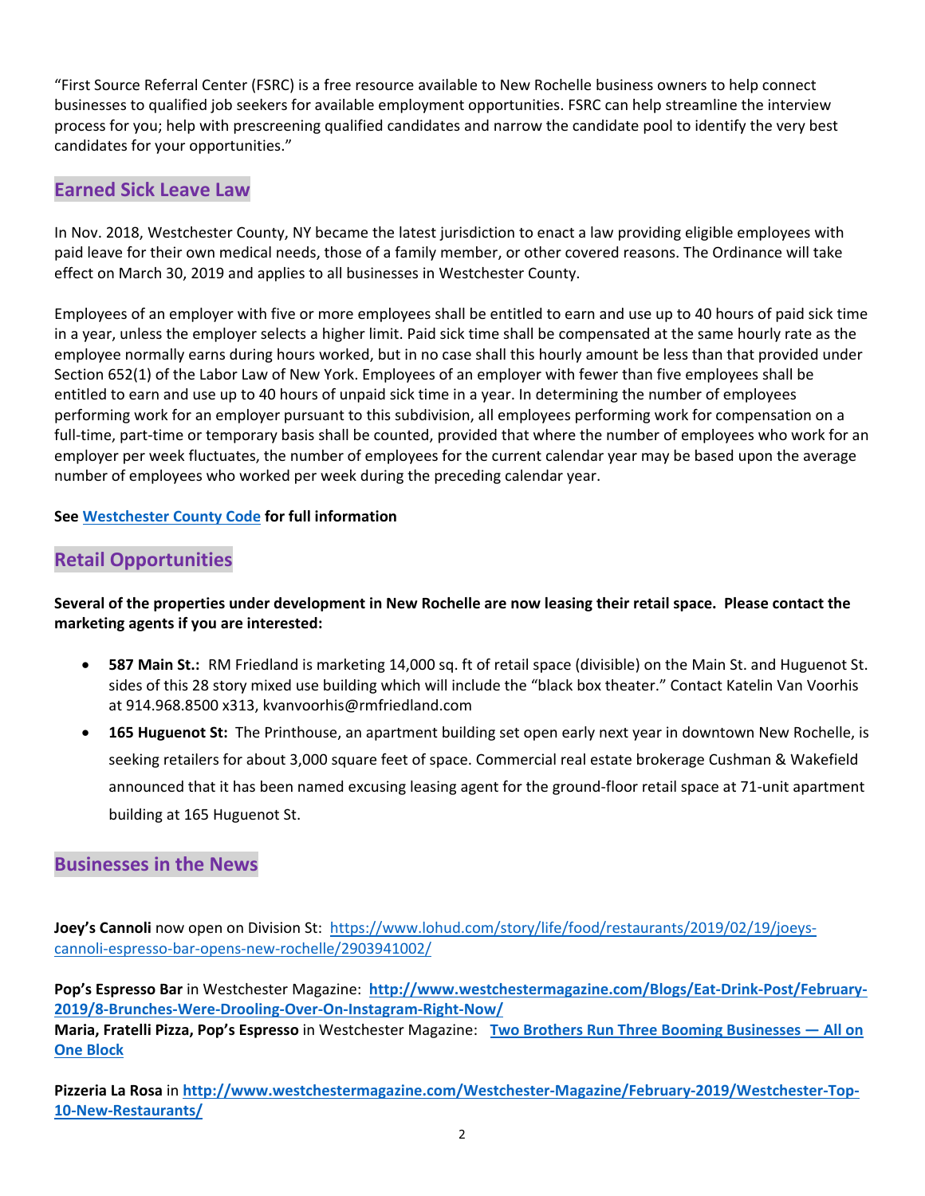"First Source Referral Center (FSRC) is a free resource available to New Rochelle business owners to help connect businesses to qualified job seekers for available employment opportunities. FSRC can help streamline the interview process for you; help with prescreening qualified candidates and narrow the candidate pool to identify the very best candidates for your opportunities."

## Earned Sick Leave Law

In Nov. 2018, Westchester County, NY became the latest jurisdiction to enact a law providing eligible employees with paid leave for their own medical needs, those of a family member, or other covered reasons. The Ordinance will take effect on March 30, 2019 and applies to all businesses in Westchester County.

Employees of an employer with five or more employees shall be entitled to earn and use up to 40 hours of paid sick time in a year, unless the employer selects a higher limit. Paid sick time shall be compensated at the same hourly rate as the employee normally earns during hours worked, but in no case shall this hourly amount be less than that provided under Section 652(1) of the Labor Law of New York. Employees of an employer with fewer than five employees shall be entitled to earn and use up to 40 hours of unpaid sick time in a year. In determining the number of employees performing work for an employer pursuant to this subdivision, all employees performing work for compensation on a full-time, part-time or temporary basis shall be counted, provided that where the number of employees who work for an employer per week fluctuates, the number of employees for the current calendar year may be based upon the average number of employees who worked per week during the preceding calendar year.

**See Westchester County Code for full information**

## Retail Opportunities

**Several of the properties under development in New Rochelle are now leasing their retail space. Please contact the marketing agents if you are interested:**

- **587 Main St.:** RM Friedland is marketing 14,000 sq. ft of retail space (divisible) on the Main St. and Huguenot St. sides of this 28 story mixed use building which will include the "black box theater." Contact Katelin Van Voorhis at 914.968.8500 x313, kvanvoorhis@rmfriedland.com
- **165 Huguenot St:** The Printhouse, an apartment building set open early next year in downtown New Rochelle, is seeking retailers for about 3,000 square feet of space. Commercial real estate brokerage Cushman & Wakefield announced that it has been named excusing leasing agent for the ground-floor retail space at 71-unit apartment building at 165 Huguenot St.

## Businesses in the News

**Joey's Cannoli** now open on Division St: https://www.lohud.com/story/life/food/restaurants/2019/02/19/joeys-cannoli-espresso-bar-opens-new-rochelle/2903941002/

**Pop's Espresso Bar** in Westchester Magazine: **http://www.westchestermagazine.com/Blogs/Eat-Drink-Post/February-2019/8-Brunches-Were-Drooling-Over-On-Instagram-Right-Now/**

**Maria, Fratelli Pizza, Pop's Espresso** in Westchester Magazine: **Two Brothers Run Three Booming Businesses — All on One Block**

**Pizzeria La Rosa** in **http://www.westchestermagazine.com/Westchester-Magazine/February-2019/Westchester-Top-10-New-Restaurants/**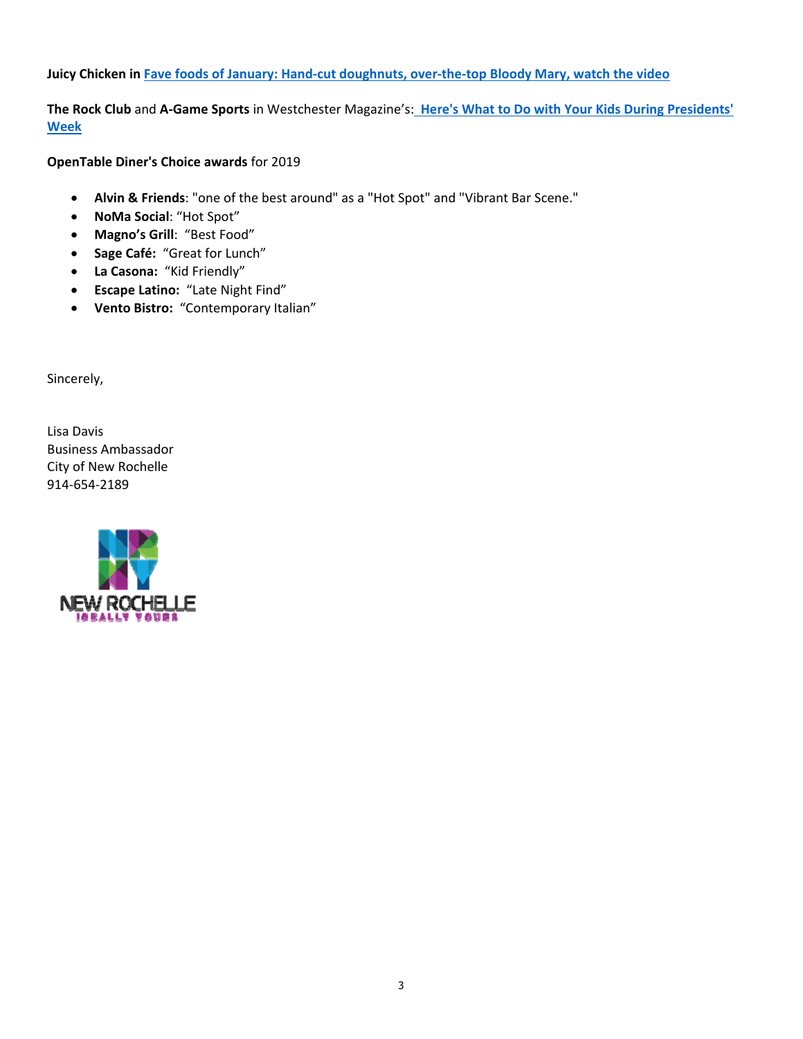**Juicy Chicken** in **Fave foods of January: Hand-cut doughnuts, over-the-top Bloody Mary, watch the video**

**The Rock Club** and **A-Game Sports** in Westchester Magazine's: **Here's What to Do with Your Kids During Presidents' Week**

**OpenTable Diner's Choice awards** for 2019

- **Alvin & Friends**: "one of the best around" as a "Hot Spot" and "Vibrant Bar Scene."
- **NoMa Social**: "Hot Spot"
- **Magno's Grill**: "Best Food"
- **Sage Café:** "Great for Lunch"
- **La Casona:** "Kid Friendly"
- **Escape Latino:** "Late Night Find"
- **Vento Bistro:** "Contemporary Italian"

Sincerely,

Lisa Davis
Business Ambassador
City of New Rochelle
914-654-2189

NEW ROCHELLE
IDEALLY YOURS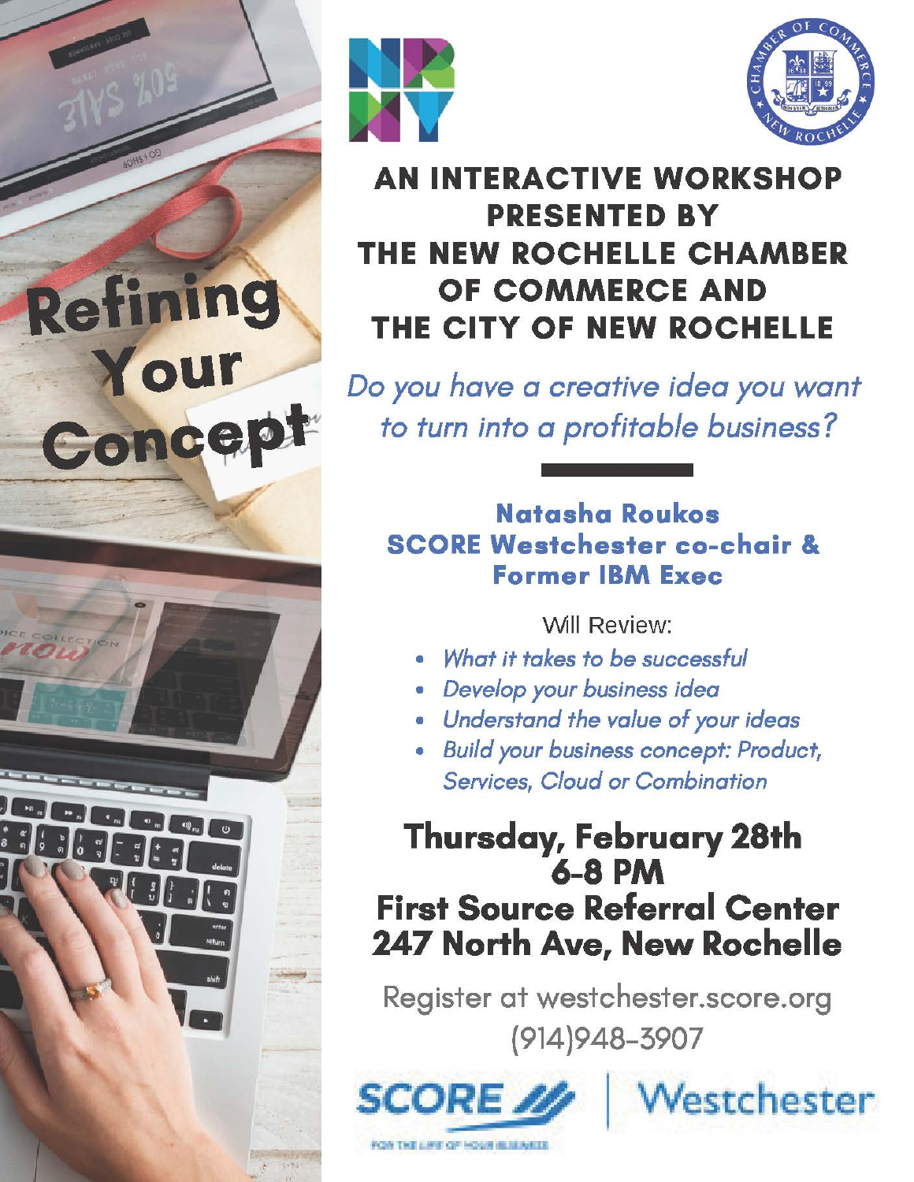# Refining Your Concept

## AN INTERACTIVE WORKSHOP PRESENTED BY THE NEW ROCHELLE CHAMBER OF COMMERCE AND THE CITY OF NEW ROCHELLE

*Do you have a creative idea you want to turn into a profitable business?*

**Natasha Roukos**
**SCORE Westchester co-chair & Former IBM Exec**

Will Review:

- *What it takes to be successful*
- *Develop your business idea*
- *Understand the value of your ideas*
- *Build your business concept: Product, Services, Cloud or Combination*

**Thursday, February 28th**
**6-8 PM**
**First Source Referral Center**
**247 North Ave, New Rochelle**

Register at westchester.score.org
(914)948-3907

SCORE | Westchester

FOR THE LIFE OF YOUR BUSINESS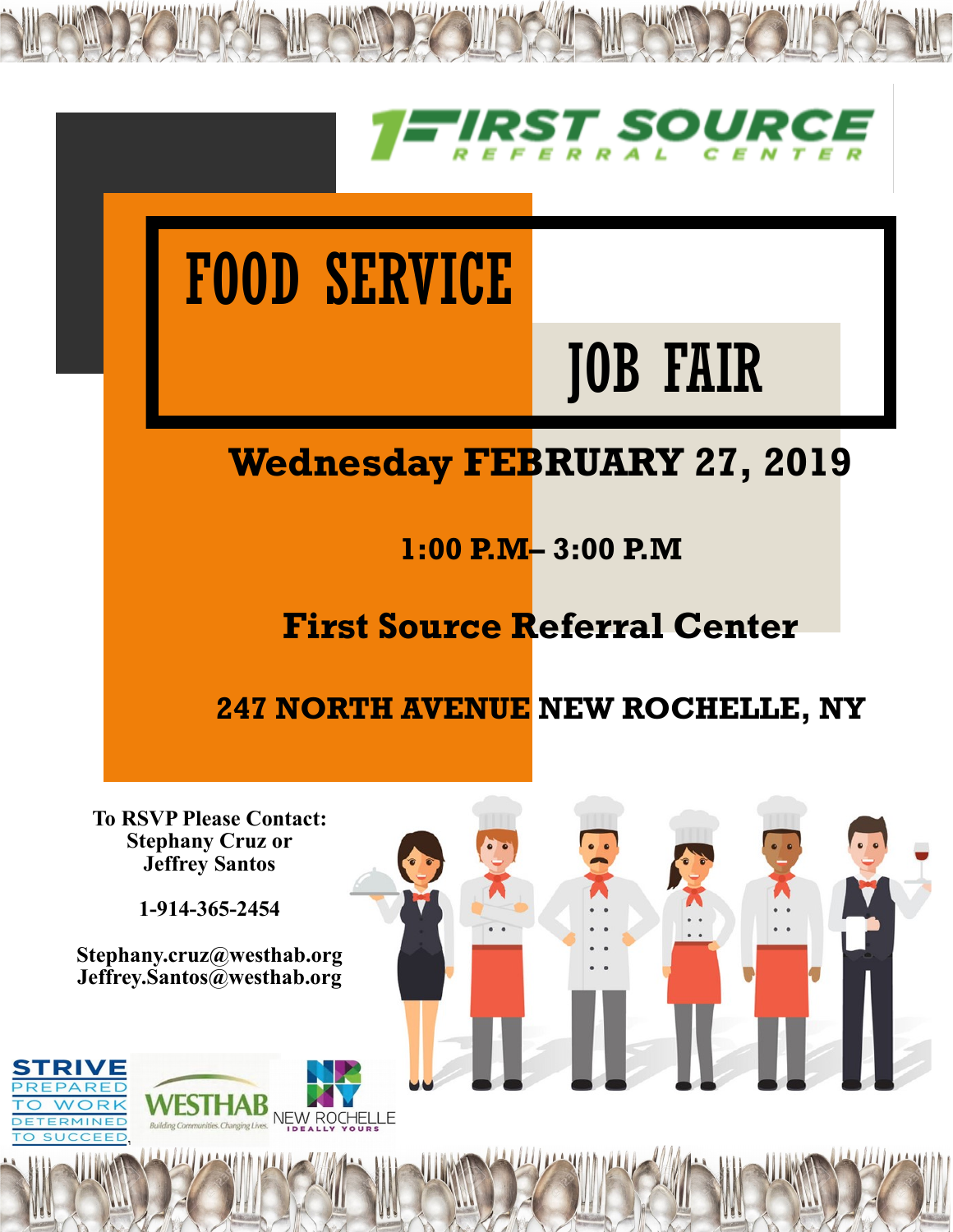FIRST SOURCE
REFERRAL CENTER

# FOOD SERVICE JOB FAIR

## Wednesday FEBRUARY 27, 2019

**1:00 P.M– 3:00 P.M**

**First Source Referral Center**

**247 NORTH AVENUE NEW ROCHELLE, NY**

**To RSVP Please Contact:**
**Stephany Cruz or**
**Jeffrey Santos**

**1-914-365-2454**

**Stephany.cruz@westhab.org**
**Jeffrey.Santos@westhab.org**

STRIVE
PREPARED TO WORK
DETERMINED TO SUCCEED

WESTHAB
Building Communities. Changing Lives.

NEW ROCHELLE
IDEALLY YOURS